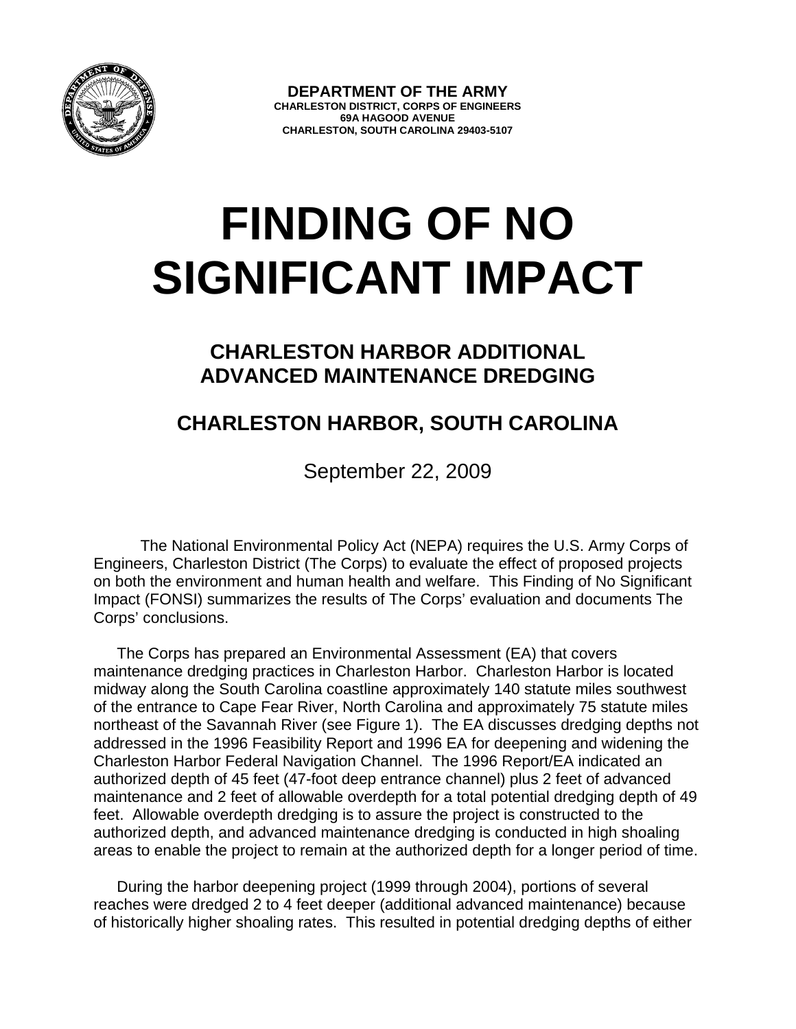**DEPARTMENT OF THE ARMY**
**CHARLESTON DISTRICT, CORPS OF ENGINEERS**
**69A HAGOOD AVENUE**
**CHARLESTON, SOUTH CAROLINA 29403-5107**

# FINDING OF NO SIGNIFICANT IMPACT

## CHARLESTON HARBOR ADDITIONAL ADVANCED MAINTENANCE DREDGING

## CHARLESTON HARBOR, SOUTH CAROLINA

September 22, 2009

The National Environmental Policy Act (NEPA) requires the U.S. Army Corps of Engineers, Charleston District (The Corps) to evaluate the effect of proposed projects on both the environment and human health and welfare. This Finding of No Significant Impact (FONSI) summarizes the results of The Corps' evaluation and documents The Corps' conclusions.

The Corps has prepared an Environmental Assessment (EA) that covers maintenance dredging practices in Charleston Harbor. Charleston Harbor is located midway along the South Carolina coastline approximately 140 statute miles southwest of the entrance to Cape Fear River, North Carolina and approximately 75 statute miles northeast of the Savannah River (see Figure 1). The EA discusses dredging depths not addressed in the 1996 Feasibility Report and 1996 EA for deepening and widening the Charleston Harbor Federal Navigation Channel. The 1996 Report/EA indicated an authorized depth of 45 feet (47-foot deep entrance channel) plus 2 feet of advanced maintenance and 2 feet of allowable overdepth for a total potential dredging depth of 49 feet. Allowable overdepth dredging is to assure the project is constructed to the authorized depth, and advanced maintenance dredging is conducted in high shoaling areas to enable the project to remain at the authorized depth for a longer period of time.

During the harbor deepening project (1999 through 2004), portions of several reaches were dredged 2 to 4 feet deeper (additional advanced maintenance) because of historically higher shoaling rates. This resulted in potential dredging depths of either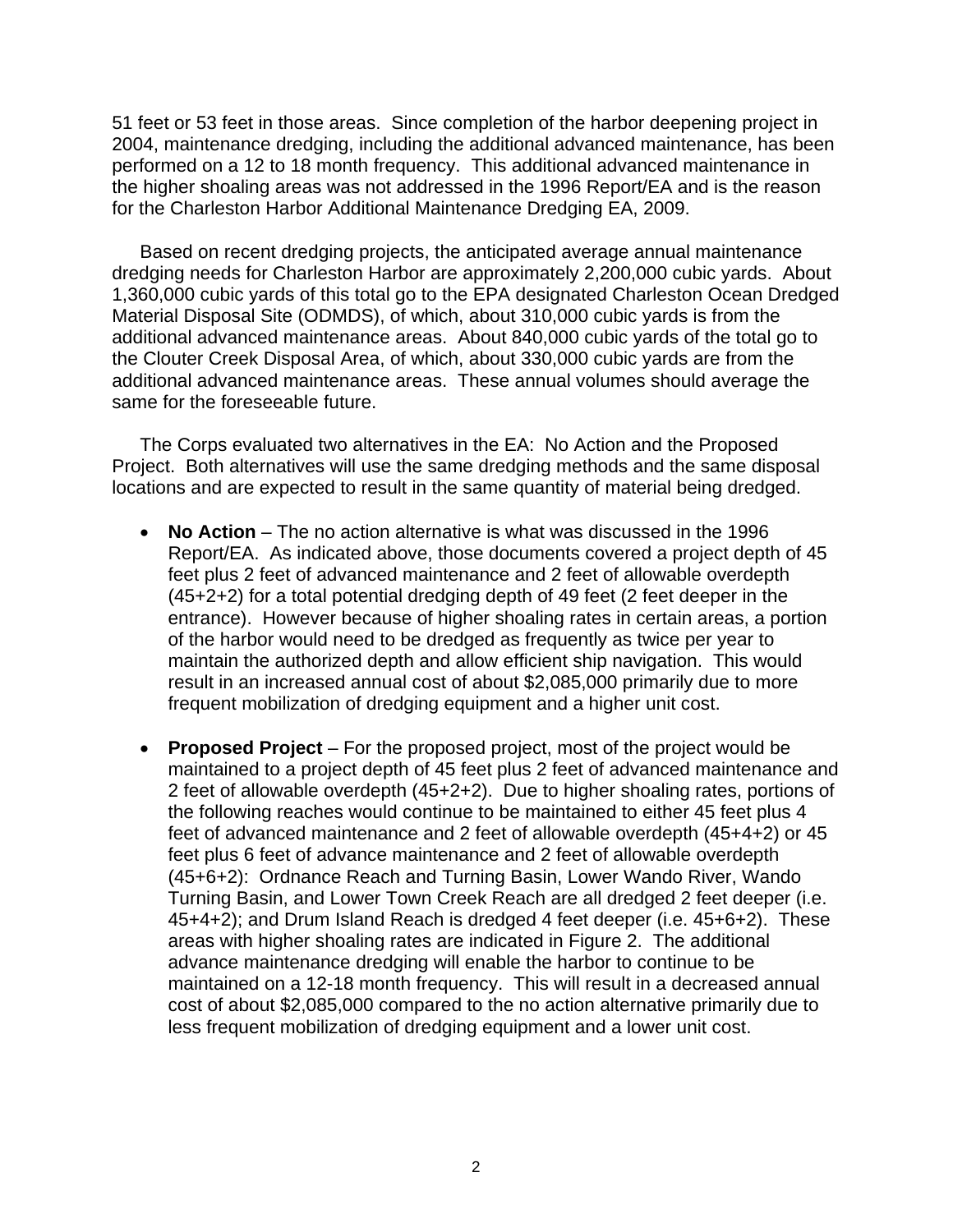51 feet or 53 feet in those areas. Since completion of the harbor deepening project in 2004, maintenance dredging, including the additional advanced maintenance, has been performed on a 12 to 18 month frequency. This additional advanced maintenance in the higher shoaling areas was not addressed in the 1996 Report/EA and is the reason for the Charleston Harbor Additional Maintenance Dredging EA, 2009.

Based on recent dredging projects, the anticipated average annual maintenance dredging needs for Charleston Harbor are approximately 2,200,000 cubic yards. About 1,360,000 cubic yards of this total go to the EPA designated Charleston Ocean Dredged Material Disposal Site (ODMDS), of which, about 310,000 cubic yards is from the additional advanced maintenance areas. About 840,000 cubic yards of the total go to the Clouter Creek Disposal Area, of which, about 330,000 cubic yards are from the additional advanced maintenance areas. These annual volumes should average the same for the foreseeable future.

The Corps evaluated two alternatives in the EA: No Action and the Proposed Project. Both alternatives will use the same dredging methods and the same disposal locations and are expected to result in the same quantity of material being dredged.

- **No Action** – The no action alternative is what was discussed in the 1996 Report/EA. As indicated above, those documents covered a project depth of 45 feet plus 2 feet of advanced maintenance and 2 feet of allowable overdepth (45+2+2) for a total potential dredging depth of 49 feet (2 feet deeper in the entrance). However because of higher shoaling rates in certain areas, a portion of the harbor would need to be dredged as frequently as twice per year to maintain the authorized depth and allow efficient ship navigation. This would result in an increased annual cost of about $2,085,000 primarily due to more frequent mobilization of dredging equipment and a higher unit cost.

- **Proposed Project** – For the proposed project, most of the project would be maintained to a project depth of 45 feet plus 2 feet of advanced maintenance and 2 feet of allowable overdepth (45+2+2). Due to higher shoaling rates, portions of the following reaches would continue to be maintained to either 45 feet plus 4 feet of advanced maintenance and 2 feet of allowable overdepth (45+4+2) or 45 feet plus 6 feet of advance maintenance and 2 feet of allowable overdepth (45+6+2): Ordnance Reach and Turning Basin, Lower Wando River, Wando Turning Basin, and Lower Town Creek Reach are all dredged 2 feet deeper (i.e. 45+4+2); and Drum Island Reach is dredged 4 feet deeper (i.e. 45+6+2). These areas with higher shoaling rates are indicated in Figure 2. The additional advance maintenance dredging will enable the harbor to continue to be maintained on a 12-18 month frequency. This will result in a decreased annual cost of about $2,085,000 compared to the no action alternative primarily due to less frequent mobilization of dredging equipment and a lower unit cost.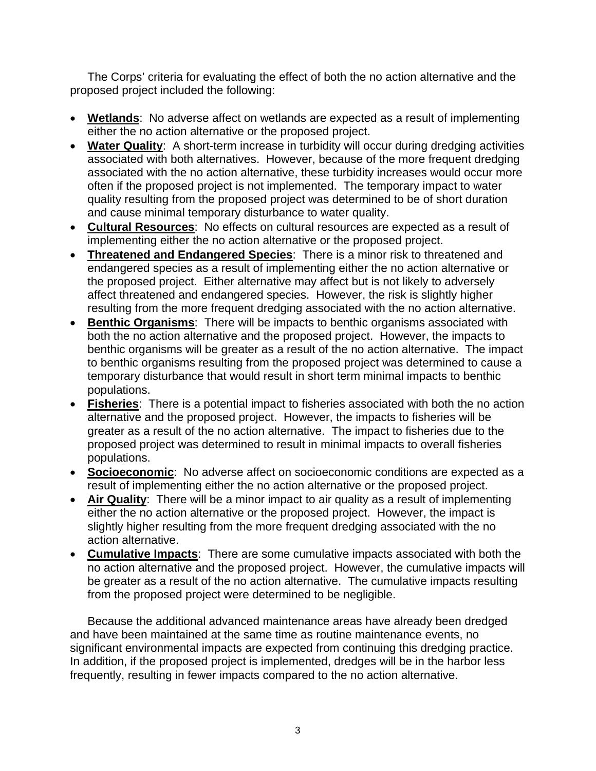The Corps' criteria for evaluating the effect of both the no action alternative and the proposed project included the following:

- **Wetlands**: No adverse affect on wetlands are expected as a result of implementing either the no action alternative or the proposed project.
- **Water Quality**: A short-term increase in turbidity will occur during dredging activities associated with both alternatives. However, because of the more frequent dredging associated with the no action alternative, these turbidity increases would occur more often if the proposed project is not implemented. The temporary impact to water quality resulting from the proposed project was determined to be of short duration and cause minimal temporary disturbance to water quality.
- **Cultural Resources**: No effects on cultural resources are expected as a result of implementing either the no action alternative or the proposed project.
- **Threatened and Endangered Species**: There is a minor risk to threatened and endangered species as a result of implementing either the no action alternative or the proposed project. Either alternative may affect but is not likely to adversely affect threatened and endangered species. However, the risk is slightly higher resulting from the more frequent dredging associated with the no action alternative.
- **Benthic Organisms**: There will be impacts to benthic organisms associated with both the no action alternative and the proposed project. However, the impacts to benthic organisms will be greater as a result of the no action alternative. The impact to benthic organisms resulting from the proposed project was determined to cause a temporary disturbance that would result in short term minimal impacts to benthic populations.
- **Fisheries**: There is a potential impact to fisheries associated with both the no action alternative and the proposed project. However, the impacts to fisheries will be greater as a result of the no action alternative. The impact to fisheries due to the proposed project was determined to result in minimal impacts to overall fisheries populations.
- **Socioeconomic**: No adverse affect on socioeconomic conditions are expected as a result of implementing either the no action alternative or the proposed project.
- **Air Quality**: There will be a minor impact to air quality as a result of implementing either the no action alternative or the proposed project. However, the impact is slightly higher resulting from the more frequent dredging associated with the no action alternative.
- **Cumulative Impacts**: There are some cumulative impacts associated with both the no action alternative and the proposed project. However, the cumulative impacts will be greater as a result of the no action alternative. The cumulative impacts resulting from the proposed project were determined to be negligible.

Because the additional advanced maintenance areas have already been dredged and have been maintained at the same time as routine maintenance events, no significant environmental impacts are expected from continuing this dredging practice. In addition, if the proposed project is implemented, dredges will be in the harbor less frequently, resulting in fewer impacts compared to the no action alternative.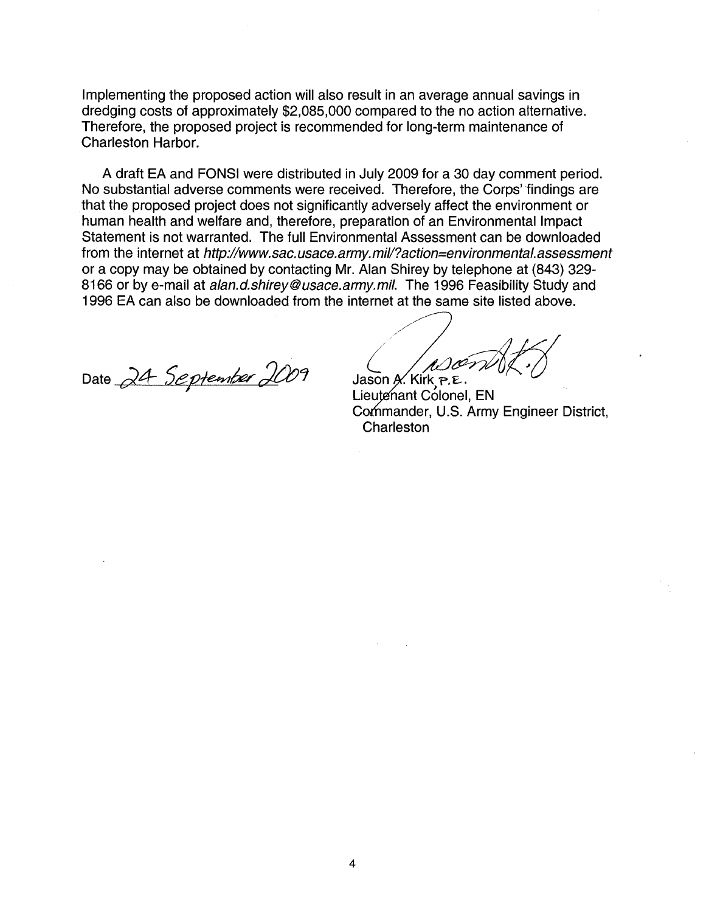Implementing the proposed action will also result in an average annual savings in dredging costs of approximately $2,085,000 compared to the no action alternative. Therefore, the proposed project is recommended for long-term maintenance of Charleston Harbor.

A draft EA and FONSI were distributed in July 2009 for a 30 day comment period. No substantial adverse comments were received. Therefore, the Corps' findings are that the proposed project does not significantly adversely affect the environment or human health and welfare and, therefore, preparation of an Environmental Impact Statement is not warranted. The full Environmental Assessment can be downloaded from the internet at *http://www.sac.usace.army.mil/?action=environmental.assessment* or a copy may be obtained by contacting Mr. Alan Shirey by telephone at (843) 329-8166 or by e-mail at *alan.d.shirey@usace.army.mil*. The 1996 Feasibility Study and 1996 EA can also be downloaded from the internet at the same site listed above.

Date 24 September 2009

Jason A. Kirk, P.E.
Lieutenant Colonel, EN
Commander, U.S. Army Engineer District, Charleston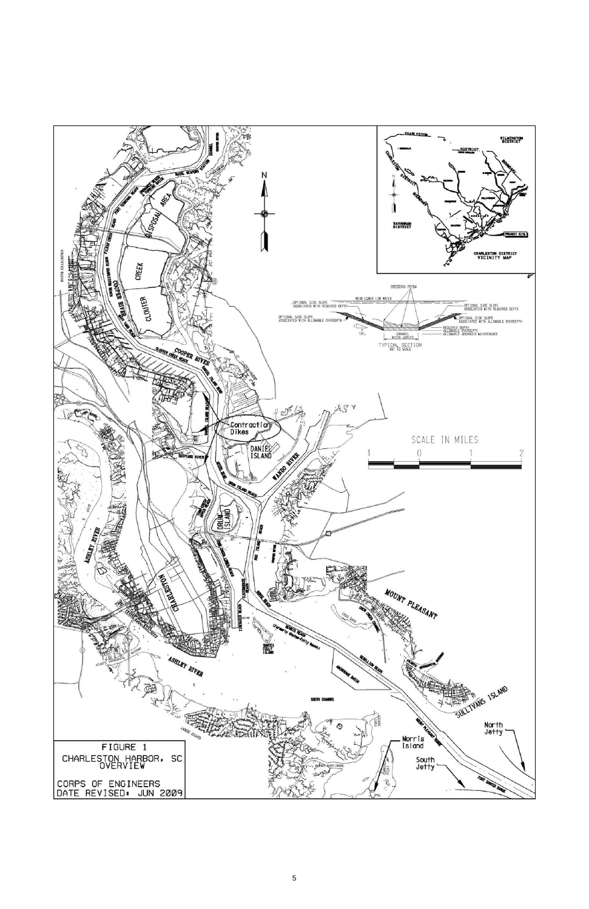FIGURE 1
CHARLESTON HARBOR, SC
OVERVIEW

CORPS OF ENGINEERS
DATE REVISED: JUN 2009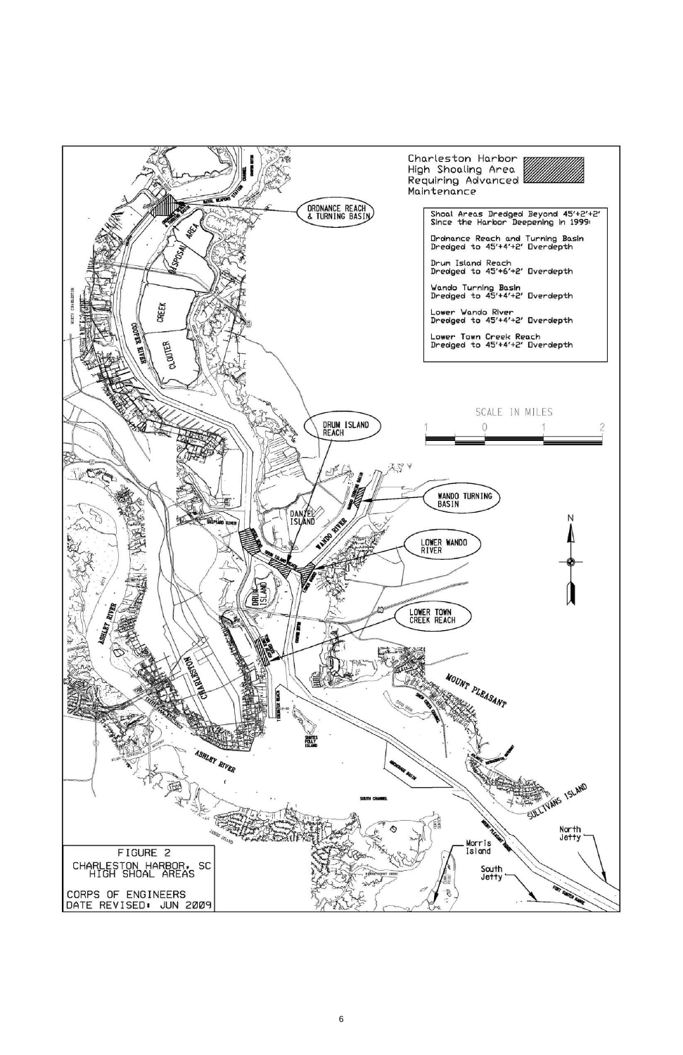Charleston Harbor High Shoaling Area Requiring Advanced Maintenance

Shoal Areas Dredged Beyond 45'+2'+2' Since the Harbor Deepening in 1999:

Ordnance Reach and Turning Basin Dredged to 45'+4'+2' Overdepth

Drum Island Reach Dredged to 45'+6'+2' Overdepth

Wando Turning Basin Dredged to 45'+4'+2' Overdepth

Lower Wando River Dredged to 45'+4'+2' Overdepth

Lower Town Creek Reach Dredged to 45'+4'+2' Overdepth

SCALE IN MILES

1 0 1 2

ORDNANCE REACH & TURNING BASIN

DRUM ISLAND REACH

WANDO TURNING BASIN

LOWER WANDO RIVER

LOWER TOWN CREEK REACH

N

COOPER RIVER

CLOUTER CREEK

DISPOSAL AREA

DANIEL ISLAND

WANDO RIVER

DRUM ISLAND

ASHLEY RIVER

CHARLESTON

MOUNT PLEASANT

SULLIVANS ISLAND

North Jetty

South Jetty

Morris Island

FIGURE 2
CHARLESTON HARBOR, SC
HIGH SHOAL AREAS

CORPS OF ENGINEERS
DATE REVISED: JUN 2009